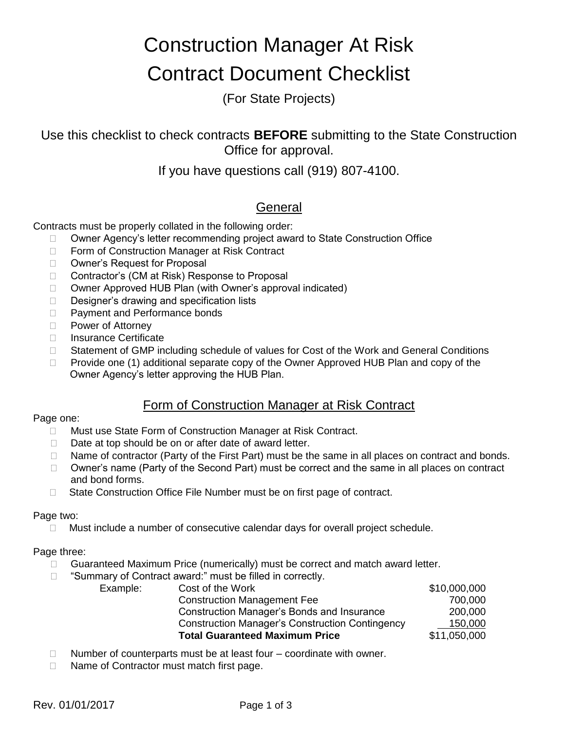# Construction Manager At Risk Contract Document Checklist

(For State Projects)

Use this checklist to check contracts **BEFORE** submitting to the State Construction Office for approval.

If you have questions call (919) 807-4100.

## General

Contracts must be properly collated in the following order:

- ☐ Owner Agency's letter recommending project award to State Construction Office
- ☐ Form of Construction Manager at Risk Contract
- ☐ Owner's Request for Proposal
- ☐ Contractor's (CM at Risk) Response to Proposal
- ☐ Owner Approved HUB Plan (with Owner's approval indicated)
- ☐ Designer's drawing and specification lists
- ☐ Payment and Performance bonds
- ☐ Power of Attorney
- ☐ Insurance Certificate
- ☐ Statement of GMP including schedule of values for Cost of the Work and General Conditions
- ☐ Provide one (1) additional separate copy of the Owner Approved HUB Plan and copy of the Owner Agency's letter approving the HUB Plan.

## Form of Construction Manager at Risk Contract

Page one:

- ☐ Must use State Form of Construction Manager at Risk Contract.
- ☐ Date at top should be on or after date of award letter.
- ☐ Name of contractor (Party of the First Part) must be the same in all places on contract and bonds.
- ☐ Owner's name (Party of the Second Part) must be correct and the same in all places on contract and bond forms.
- ☐ State Construction Office File Number must be on first page of contract.

Page two:

- ☐ Must include a number of consecutive calendar days for overall project schedule.

Page three:

- ☐ Guaranteed Maximum Price (numerically) must be correct and match award letter.
- ☐ "Summary of Contract award:" must be filled in correctly.

| Example: | | |
|---|---|---|
| | Cost of the Work | $10,000,000 |
| | Construction Management Fee | 700,000 |
| | Construction Manager's Bonds and Insurance | 200,000 |
| | Construction Manager's Construction Contingency | 150,000 |
| | **Total Guaranteed Maximum Price** | $11,050,000 |

- ☐ Number of counterparts must be at least four – coordinate with owner.
- ☐ Name of Contractor must match first page.

Rev. 01/01/2017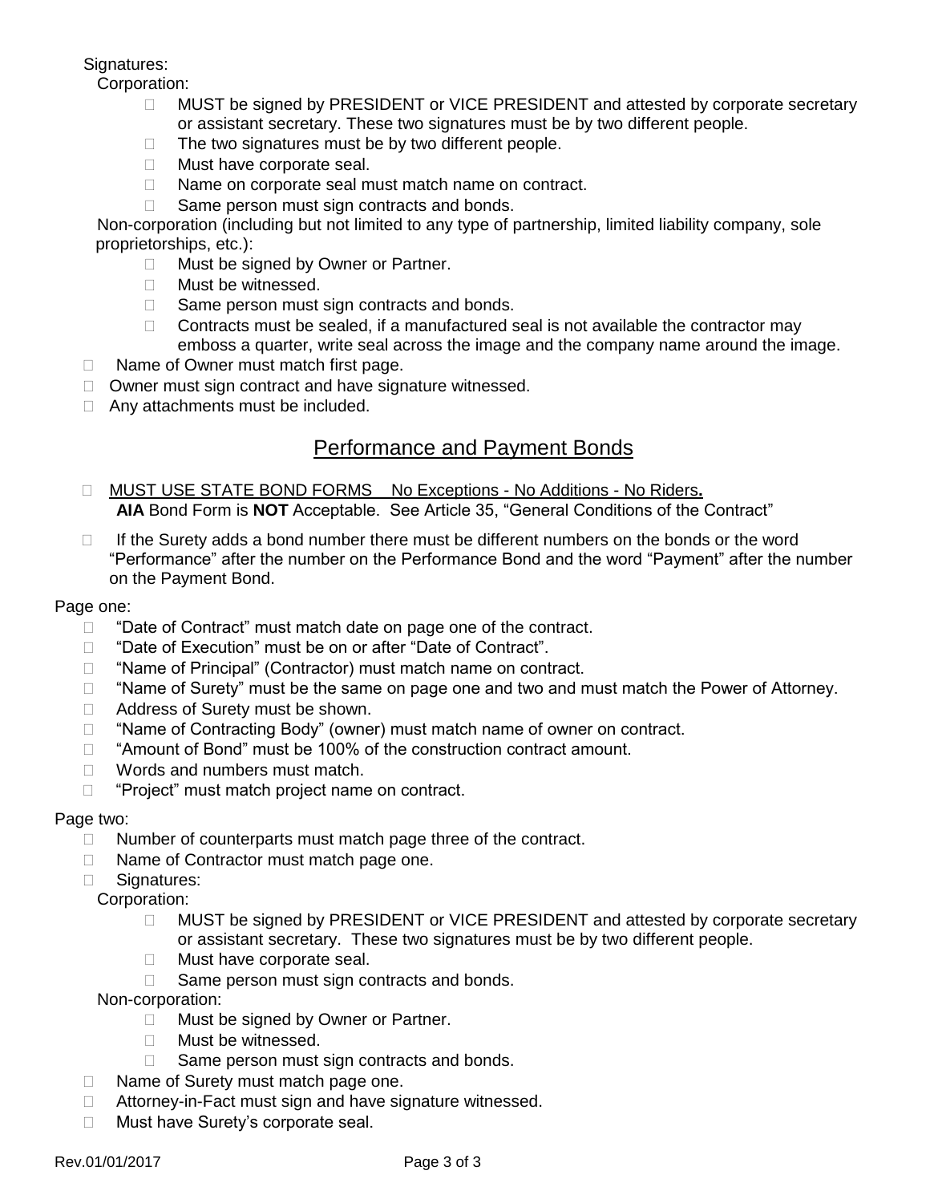Signatures:

Corporation:

- MUST be signed by PRESIDENT or VICE PRESIDENT and attested by corporate secretary or assistant secretary. These two signatures must be by two different people.
- The two signatures must be by two different people.
- Must have corporate seal.
- Name on corporate seal must match name on contract.
- Same person must sign contracts and bonds.

Non-corporation (including but not limited to any type of partnership, limited liability company, sole proprietorships, etc.):

- Must be signed by Owner or Partner.
- Must be witnessed.
- Same person must sign contracts and bonds.
- Contracts must be sealed, if a manufactured seal is not available the contractor may emboss a quarter, write seal across the image and the company name around the image.

- Name of Owner must match first page.
- Owner must sign contract and have signature witnessed.
- Any attachments must be included.

## Performance and Payment Bonds

- MUST USE STATE BOND FORMS    No Exceptions - No Additions - No Riders**.**
  **AIA** Bond Form is **NOT** Acceptable.  See Article 35, "General Conditions of the Contract"
- If the Surety adds a bond number there must be different numbers on the bonds or the word "Performance" after the number on the Performance Bond and the word "Payment" after the number on the Payment Bond.

Page one:

- "Date of Contract" must match date on page one of the contract.
- "Date of Execution" must be on or after "Date of Contract".
- "Name of Principal" (Contractor) must match name on contract.
- "Name of Surety" must be the same on page one and two and must match the Power of Attorney.
- Address of Surety must be shown.
- "Name of Contracting Body" (owner) must match name of owner on contract.
- "Amount of Bond" must be 100% of the construction contract amount.
- Words and numbers must match.
- "Project" must match project name on contract.

Page two:

- Number of counterparts must match page three of the contract.
- Name of Contractor must match page one.
- Signatures:

  Corporation:

  - MUST be signed by PRESIDENT or VICE PRESIDENT and attested by corporate secretary or assistant secretary.  These two signatures must be by two different people.
  - Must have corporate seal.
  - Same person must sign contracts and bonds.

  Non-corporation:

  - Must be signed by Owner or Partner.
  - Must be witnessed.
  - Same person must sign contracts and bonds.
- Name of Surety must match page one.
- Attorney-in-Fact must sign and have signature witnessed.
- Must have Surety's corporate seal.

Rev.01/01/2017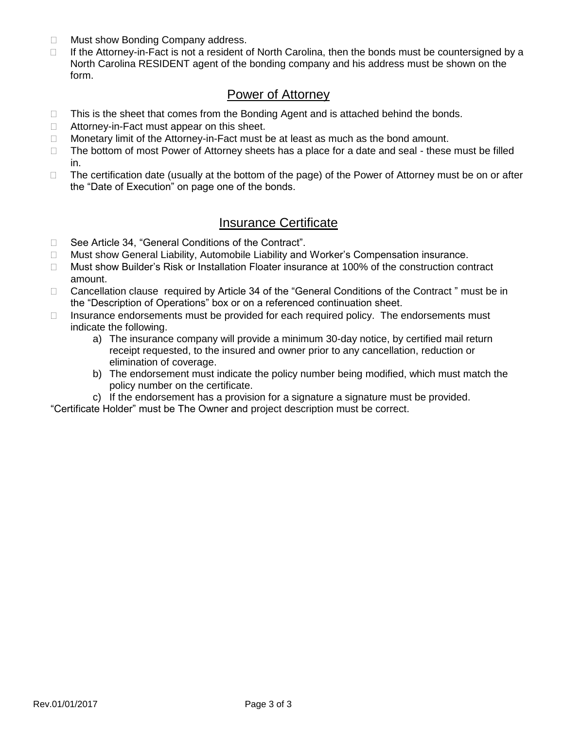- Must show Bonding Company address.
- If the Attorney-in-Fact is not a resident of North Carolina, then the bonds must be countersigned by a North Carolina RESIDENT agent of the bonding company and his address must be shown on the form.

## Power of Attorney

- This is the sheet that comes from the Bonding Agent and is attached behind the bonds.
- Attorney-in-Fact must appear on this sheet.
- Monetary limit of the Attorney-in-Fact must be at least as much as the bond amount.
- The bottom of most Power of Attorney sheets has a place for a date and seal - these must be filled in.
- The certification date (usually at the bottom of the page) of the Power of Attorney must be on or after the "Date of Execution" on page one of the bonds.

## Insurance Certificate

- See Article 34, "General Conditions of the Contract".
- Must show General Liability, Automobile Liability and Worker's Compensation insurance.
- Must show Builder's Risk or Installation Floater insurance at 100% of the construction contract amount.
- Cancellation clause required by Article 34 of the "General Conditions of the Contract " must be in the "Description of Operations" box or on a referenced continuation sheet.
- Insurance endorsements must be provided for each required policy. The endorsements must indicate the following.
    a) The insurance company will provide a minimum 30-day notice, by certified mail return receipt requested, to the insured and owner prior to any cancellation, reduction or elimination of coverage.
    b) The endorsement must indicate the policy number being modified, which must match the policy number on the certificate.
    c) If the endorsement has a provision for a signature a signature must be provided.

"Certificate Holder" must be The Owner and project description must be correct.

Rev.01/01/2017